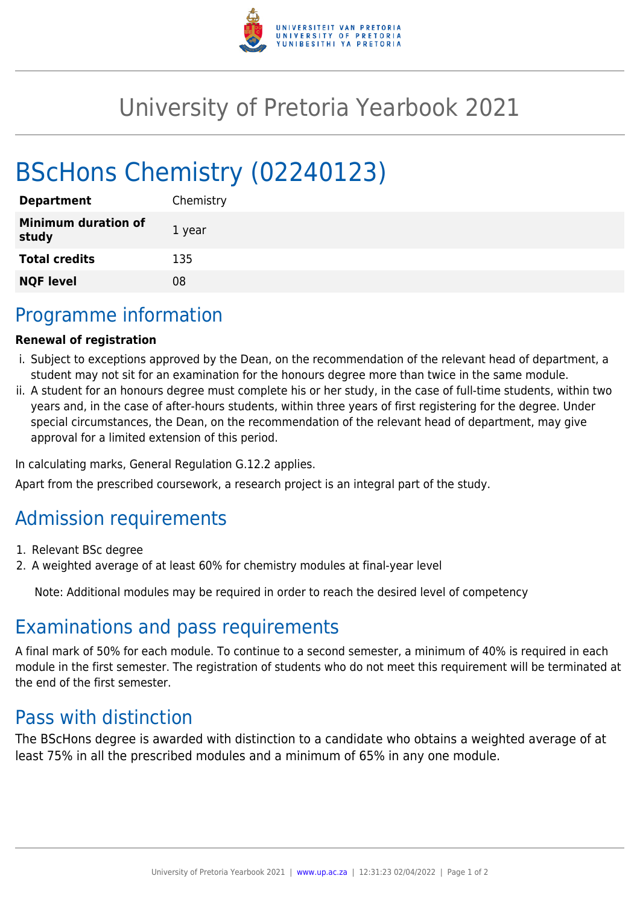# University of Pretoria Yearbook 2021

# BScHons Chemistry (02240123)

| | |
|---|---|
| **Department** | Chemistry |
| **Minimum duration of study** | 1 year |
| **Total credits** | 135 |
| **NQF level** | 08 |

## Programme information

**Renewal of registration**

i. Subject to exceptions approved by the Dean, on the recommendation of the relevant head of department, a student may not sit for an examination for the honours degree more than twice in the same module.
ii. A student for an honours degree must complete his or her study, in the case of full-time students, within two years and, in the case of after-hours students, within three years of first registering for the degree. Under special circumstances, the Dean, on the recommendation of the relevant head of department, may give approval for a limited extension of this period.

In calculating marks, General Regulation G.12.2 applies.

Apart from the prescribed coursework, a research project is an integral part of the study.

## Admission requirements

1. Relevant BSc degree
2. A weighted average of at least 60% for chemistry modules at final-year level

Note: Additional modules may be required in order to reach the desired level of competency

## Examinations and pass requirements

A final mark of 50% for each module. To continue to a second semester, a minimum of 40% is required in each module in the first semester. The registration of students who do not meet this requirement will be terminated at the end of the first semester.

## Pass with distinction

The BScHons degree is awarded with distinction to a candidate who obtains a weighted average of at least 75% in all the prescribed modules and a minimum of 65% in any one module.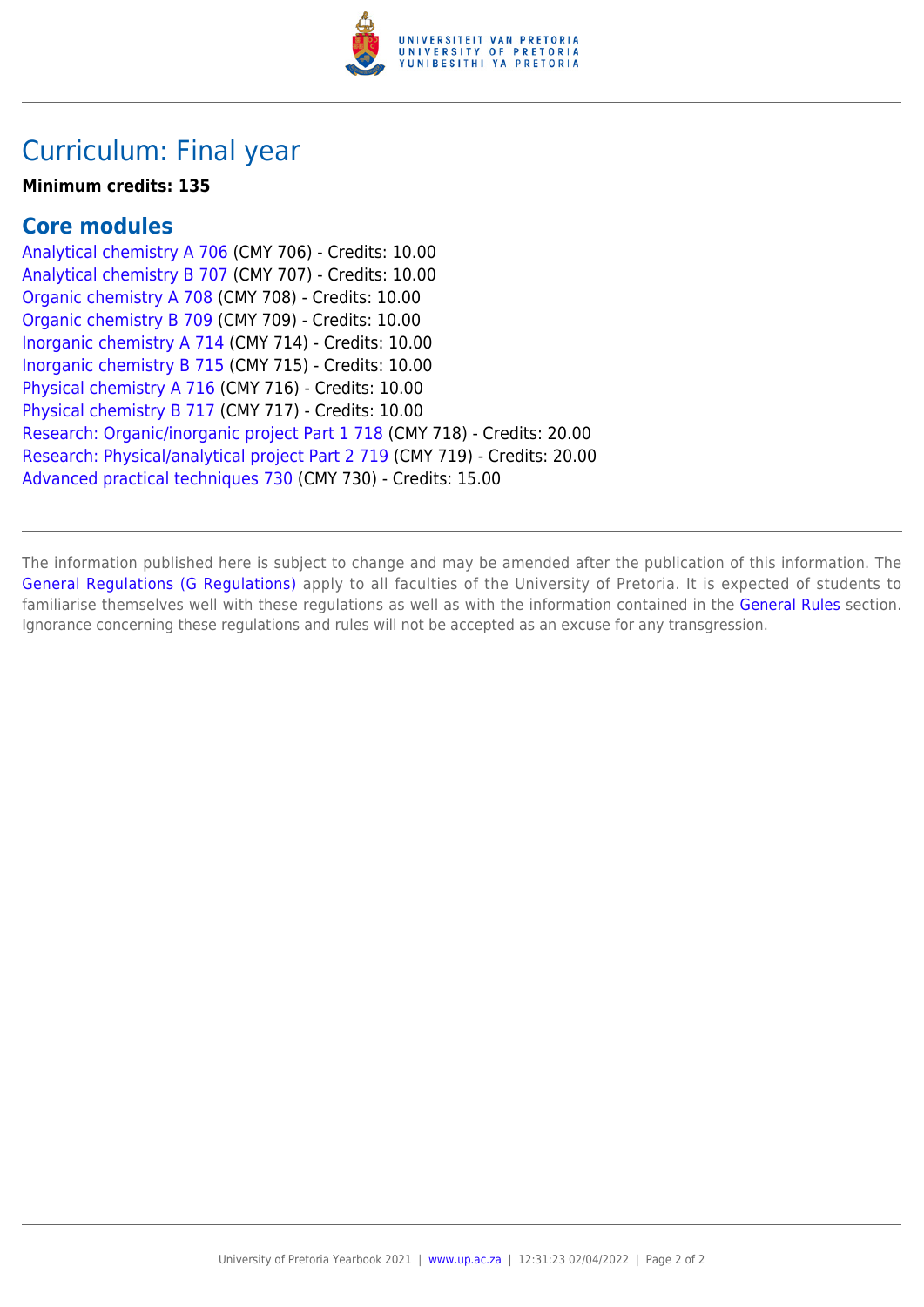## Curriculum: Final year

**Minimum credits: 135**

### Core modules

Analytical chemistry A 706 (CMY 706) - Credits: 10.00
Analytical chemistry B 707 (CMY 707) - Credits: 10.00
Organic chemistry A 708 (CMY 708) - Credits: 10.00
Organic chemistry B 709 (CMY 709) - Credits: 10.00
Inorganic chemistry A 714 (CMY 714) - Credits: 10.00
Inorganic chemistry B 715 (CMY 715) - Credits: 10.00
Physical chemistry A 716 (CMY 716) - Credits: 10.00
Physical chemistry B 717 (CMY 717) - Credits: 10.00
Research: Organic/inorganic project Part 1 718 (CMY 718) - Credits: 20.00
Research: Physical/analytical project Part 2 719 (CMY 719) - Credits: 20.00
Advanced practical techniques 730 (CMY 730) - Credits: 15.00

---

The information published here is subject to change and may be amended after the publication of this information. The General Regulations (G Regulations) apply to all faculties of the University of Pretoria. It is expected of students to familiarise themselves well with these regulations as well as with the information contained in the General Rules section. Ignorance concerning these regulations and rules will not be accepted as an excuse for any transgression.